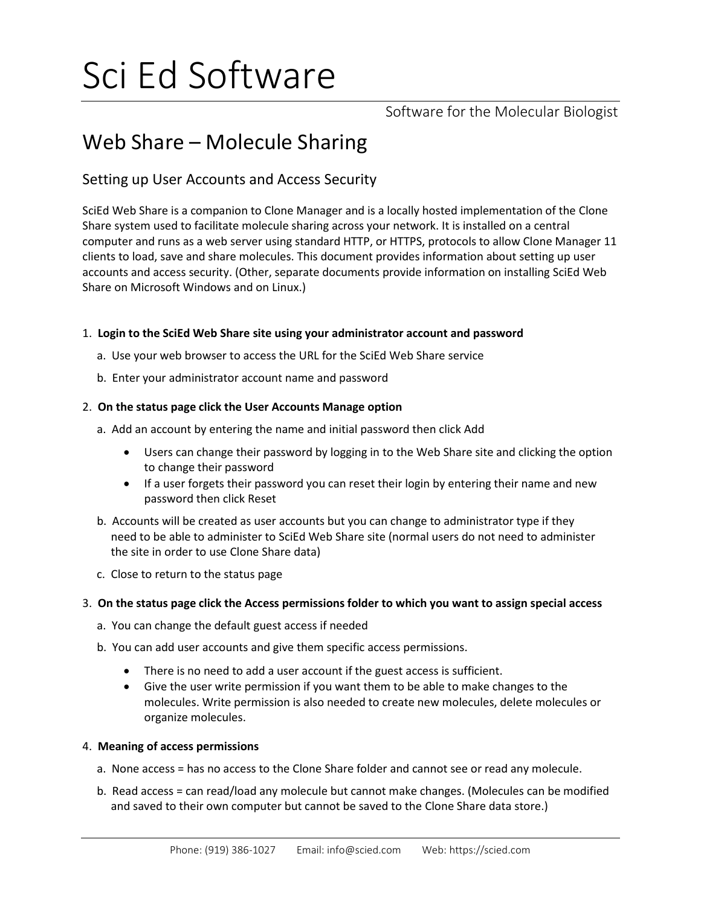# Sci Ed Software

Software for the Molecular Biologist

## Web Share – Molecule Sharing

### Setting up User Accounts and Access Security

SciEd Web Share is a companion to Clone Manager and is a locally hosted implementation of the Clone Share system used to facilitate molecule sharing across your network. It is installed on a central computer and runs as a web server using standard HTTP, or HTTPS, protocols to allow Clone Manager 11 clients to load, save and share molecules. This document provides information about setting up user accounts and access security. (Other, separate documents provide information on installing SciEd Web Share on Microsoft Windows and on Linux.)

1. **Login to the SciEd Web Share site using your administrator account and password**
   a. Use your web browser to access the URL for the SciEd Web Share service
   b. Enter your administrator account name and password

2. **On the status page click the User Accounts Manage option**
   a. Add an account by entering the name and initial password then click Add
      - Users can change their password by logging in to the Web Share site and clicking the option to change their password
      - If a user forgets their password you can reset their login by entering their name and new password then click Reset

   b. Accounts will be created as user accounts but you can change to administrator type if they need to be able to administer to SciEd Web Share site (normal users do not need to administer the site in order to use Clone Share data)
   c. Close to return to the status page

3. **On the status page click the Access permissions folder to which you want to assign special access**
   a. You can change the default guest access if needed
   b. You can add user accounts and give them specific access permissions.
      - There is no need to add a user account if the guest access is sufficient.
      - Give the user write permission if you want them to be able to make changes to the molecules. Write permission is also needed to create new molecules, delete molecules or organize molecules.

4. **Meaning of access permissions**
   a. None access = has no access to the Clone Share folder and cannot see or read any molecule.
   b. Read access = can read/load any molecule but cannot make changes. (Molecules can be modified and saved to their own computer but cannot be saved to the Clone Share data store.)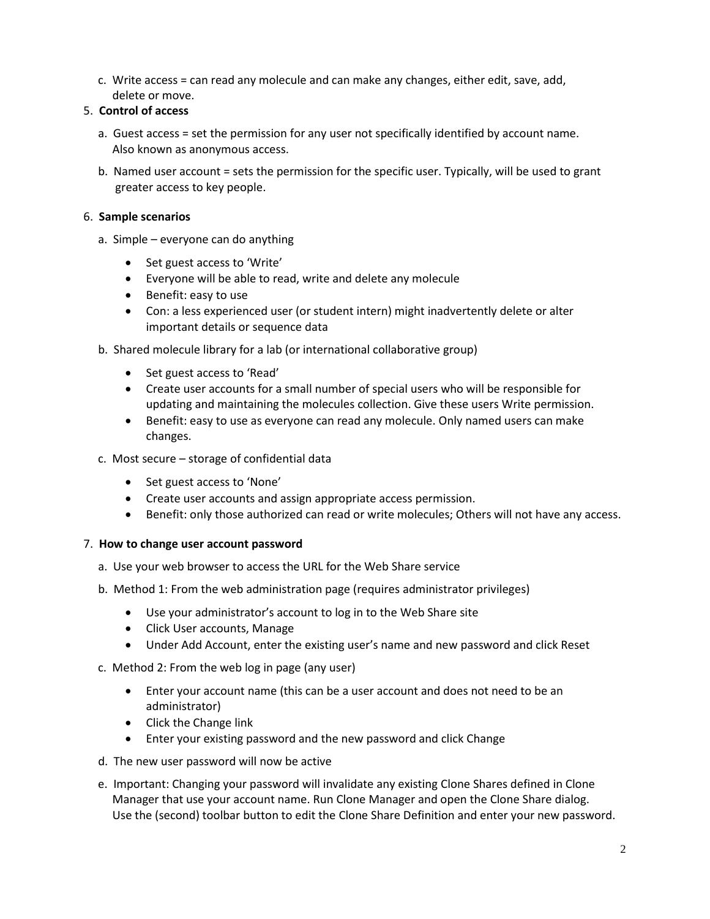c. Write access = can read any molecule and can make any changes, either edit, save, add, delete or move.

5. **Control of access**

   a. Guest access = set the permission for any user not specifically identified by account name. Also known as anonymous access.

   b. Named user account = sets the permission for the specific user. Typically, will be used to grant greater access to key people.

6. **Sample scenarios**

   a. Simple – everyone can do anything

      - Set guest access to 'Write'
      - Everyone will be able to read, write and delete any molecule
      - Benefit: easy to use
      - Con: a less experienced user (or student intern) might inadvertently delete or alter important details or sequence data

   b. Shared molecule library for a lab (or international collaborative group)

      - Set guest access to 'Read'
      - Create user accounts for a small number of special users who will be responsible for updating and maintaining the molecules collection. Give these users Write permission.
      - Benefit: easy to use as everyone can read any molecule. Only named users can make changes.

   c. Most secure – storage of confidential data

      - Set guest access to 'None'
      - Create user accounts and assign appropriate access permission.
      - Benefit: only those authorized can read or write molecules; Others will not have any access.

7. **How to change user account password**

   a. Use your web browser to access the URL for the Web Share service

   b. Method 1: From the web administration page (requires administrator privileges)

      - Use your administrator's account to log in to the Web Share site
      - Click User accounts, Manage
      - Under Add Account, enter the existing user's name and new password and click Reset

   c. Method 2: From the web log in page (any user)

      - Enter your account name (this can be a user account and does not need to be an administrator)
      - Click the Change link
      - Enter your existing password and the new password and click Change

   d. The new user password will now be active

   e. Important: Changing your password will invalidate any existing Clone Shares defined in Clone Manager that use your account name. Run Clone Manager and open the Clone Share dialog. Use the (second) toolbar button to edit the Clone Share Definition and enter your new password.